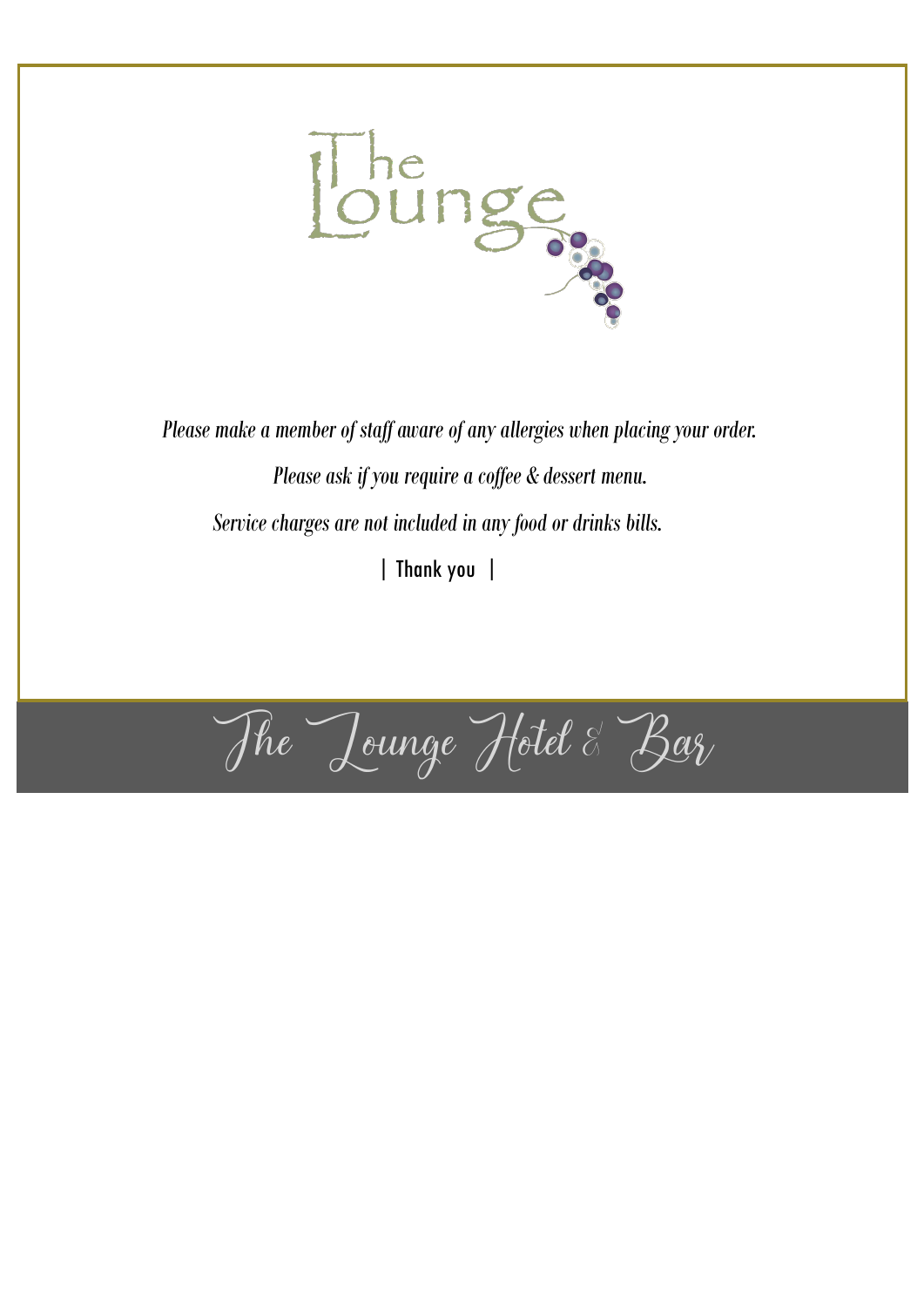# The Lounge

*Please make a member of staff aware of any allergies when placing your order.*

*Please ask if you require a coffee & dessert menu.*

*Service charges are not included in any food or drinks bills.*

| Thank you |

The Lounge Hotel & Bar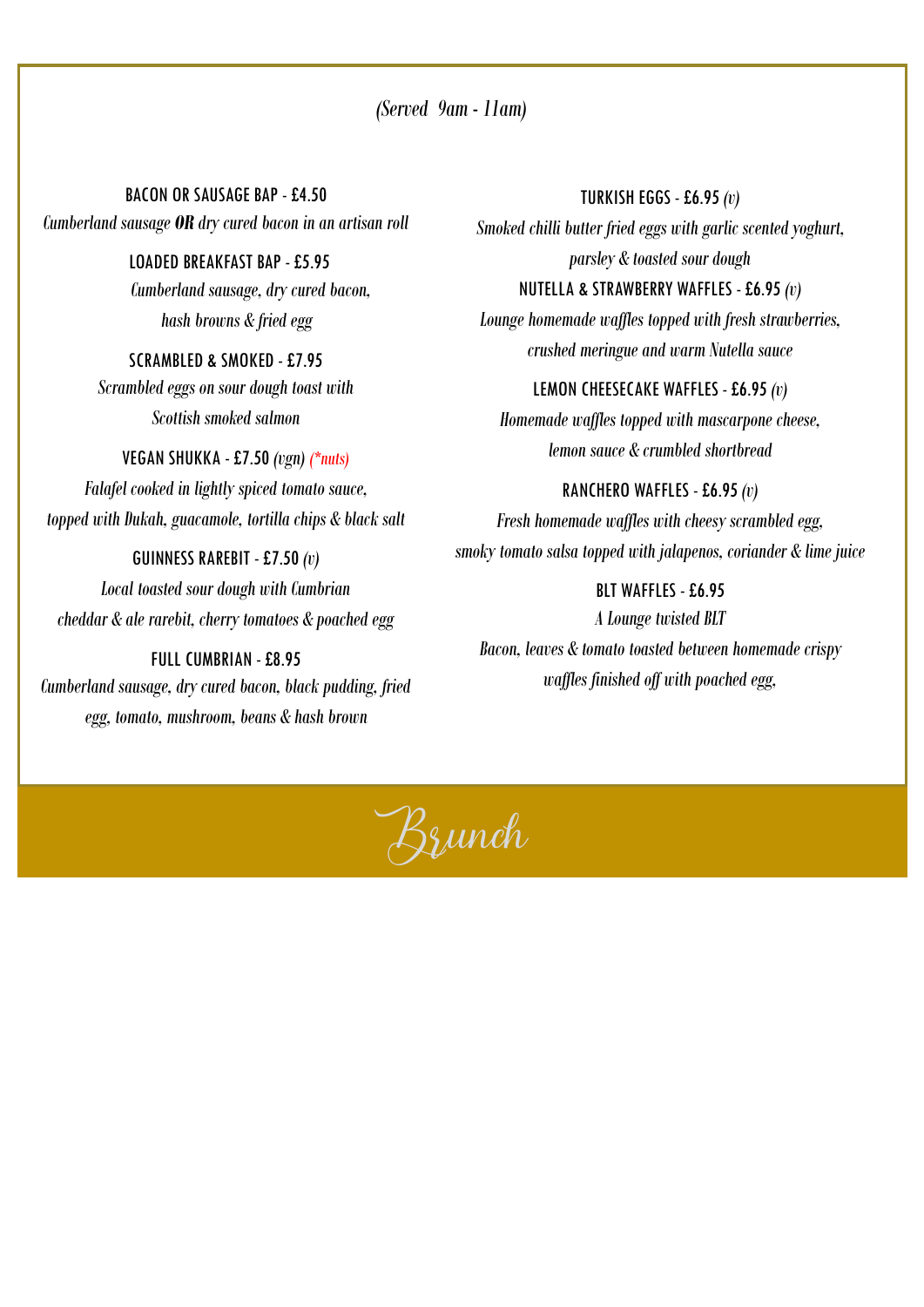# Brunch

*(Served 9am - 11am)*

**BACON OR SAUSAGE BAP - £4.50**
*Cumberland sausage **OR** dry cured bacon in an artisan roll*

**LOADED BREAKFAST BAP - £5.95**
*Cumberland sausage, dry cured bacon, hash browns & fried egg*

**SCRAMBLED & SMOKED - £7.95**
*Scrambled eggs on sour dough toast with Scottish smoked salmon*

**VEGAN SHUKKA - £7.50** *(vgn) (*nuts)*
*Falafel cooked in lightly spiced tomato sauce, topped with Dukah, guacamole, tortilla chips & black salt*

**GUINNESS RAREBIT - £7.50** *(v)*
*Local toasted sour dough with Cumbrian cheddar & ale rarebit, cherry tomatoes & poached egg*

**FULL CUMBRIAN - £8.95**
*Cumberland sausage, dry cured bacon, black pudding, fried egg, tomato, mushroom, beans & hash brown*

**TURKISH EGGS - £6.95** *(v)*
*Smoked chilli butter fried eggs with garlic scented yoghurt, parsley & toasted sour dough*

**NUTELLA & STRAWBERRY WAFFLES - £6.95** *(v)*
*Lounge homemade waffles topped with fresh strawberries, crushed meringue and warm Nutella sauce*

**LEMON CHEESECAKE WAFFLES - £6.95** *(v)*
*Homemade waffles topped with mascarpone cheese, lemon sauce & crumbled shortbread*

**RANCHERO WAFFLES - £6.95** *(v)*
*Fresh homemade waffles with cheesy scrambled egg, smoky tomato salsa topped with jalapenos, coriander & lime juice*

**BLT WAFFLES - £6.95**
*A Lounge twisted BLT*
*Bacon, leaves & tomato toasted between homemade crispy waffles finished off with poached egg,*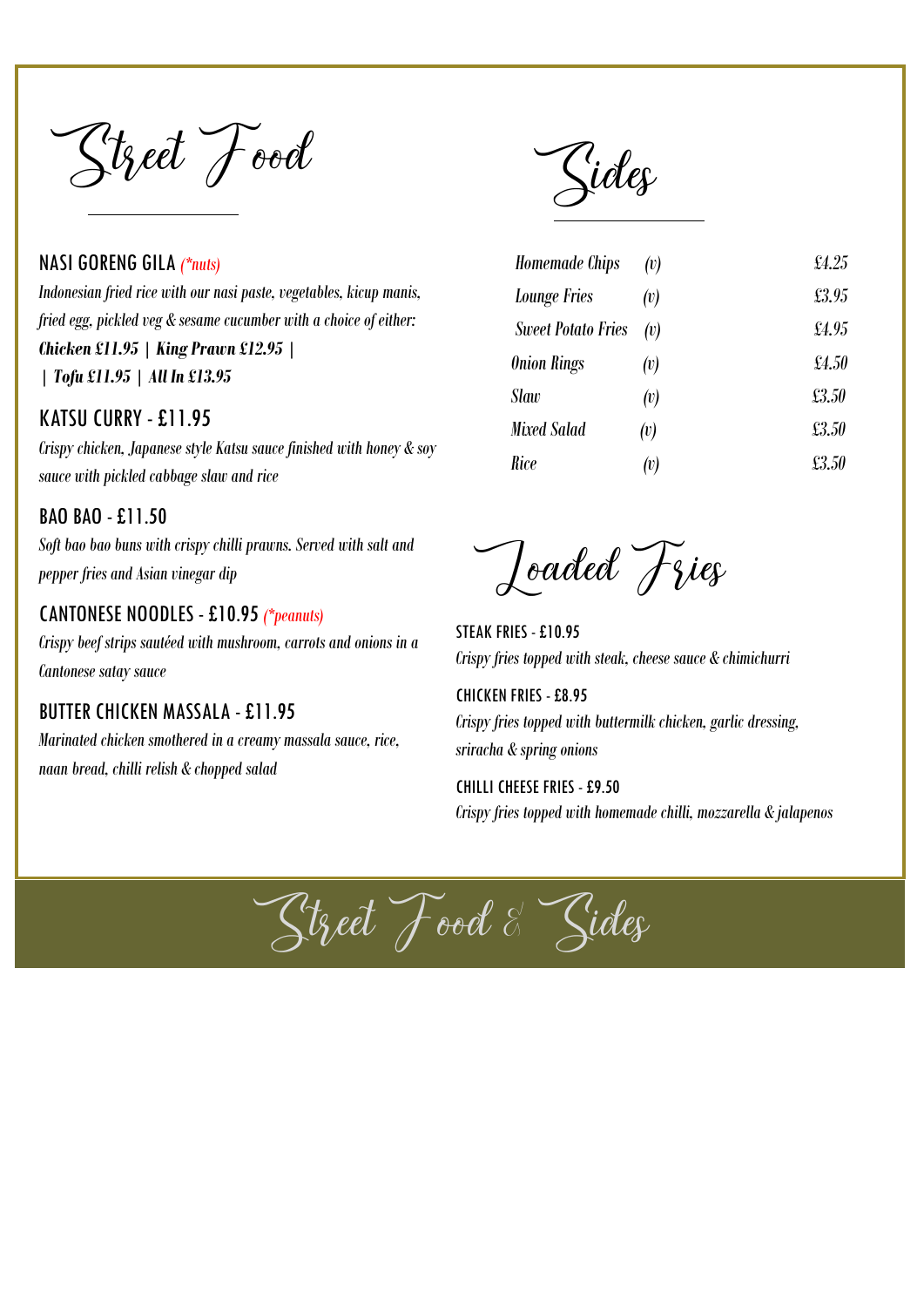# Street Food

## NASI GORENG GILA *(*nuts)*

*Indonesian fried rice with our nasi paste, vegetables, kicup manis, fried egg, pickled veg & sesame cucumber with a choice of either:*
***Chicken £11.95 | King Prawn £12.95 |***
***| Tofu £11.95 | All In £13.95***

## KATSU CURRY - £11.95

*Crispy chicken, Japanese style Katsu sauce finished with honey & soy sauce with pickled cabbage slaw and rice*

## BAO BAO - £11.50

*Soft bao bao buns with crispy chilli prawns. Served with salt and pepper fries and Asian vinegar dip*

## CANTONESE NOODLES - £10.95 *(*peanuts)*

*Crispy beef strips sautéed with mushroom, carrots and onions in a Cantonese satay sauce*

## BUTTER CHICKEN MASSALA - £11.95

*Marinated chicken smothered in a creamy massala sauce, rice, naan bread, chilli relish & chopped salad*

# Sides

| | | |
|---|---|---|
| *Homemade Chips* | *(v)* | *£4.25* |
| *Lounge Fries* | *(v)* | *£3.95* |
| *Sweet Potato Fries* | *(v)* | *£4.95* |
| *Onion Rings* | *(v)* | *£4.50* |
| *Slaw* | *(v)* | *£3.50* |
| *Mixed Salad* | *(v)* | *£3.50* |
| *Rice* | *(v)* | *£3.50* |

# Loaded Fries

## STEAK FRIES - £10.95

*Crispy fries topped with steak, cheese sauce & chimichurri*

## CHICKEN FRIES - £8.95

*Crispy fries topped with buttermilk chicken, garlic dressing, sriracha & spring onions*

## CHILLI CHEESE FRIES - £9.50

*Crispy fries topped with homemade chilli, mozzarella & jalapenos*

Street Food & Sides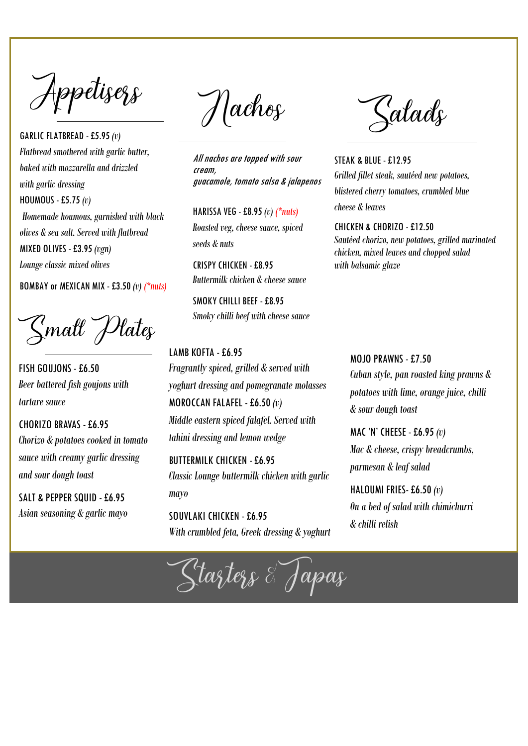# Starters & Tapas

## Appetisers

**GARLIC FLATBREAD - £5.95** *(v)*
*Flatbread smothered with garlic butter, baked with mozzarella and drizzled with garlic dressing*

**HOUMOUS - £5.75** *(v)*
*Homemade houmous, garnished with black olives & sea salt. Served with flatbread*

**MIXED OLIVES - £3.95** *(vgn)*
*Lounge classic mixed olives*

**BOMBAY or MEXICAN MIX - £3.50** *(v) (*nuts)*

## Nachos

*All nachos are topped with sour cream, guacamole, tomato salsa & jalapenos*

**HARISSA VEG - £8.95** *(v) (*nuts)*
*Roasted veg, cheese sauce, spiced seeds & nuts*

**CRISPY CHICKEN - £8.95**
*Buttermilk chicken & cheese sauce*

**SMOKY CHILLI BEEF - £8.95**
*Smoky chilli beef with cheese sauce*

## Salads

**STEAK & BLUE - £12.95**
*Grilled fillet steak, sautéed new potatoes, blistered cherry tomatoes, crumbled blue cheese & leaves*

**CHICKEN & CHORIZO - £12.50**
*Sautéed chorizo, new potatoes, grilled marinated chicken, mixed leaves and chopped salad with balsamic glaze*

## Small Plates

**FISH GOUJONS - £6.50**
*Beer battered fish goujons with tartare sauce*

**CHORIZO BRAVAS - £6.95**
*Chorizo & potatoes cooked in tomato sauce with creamy garlic dressing and sour dough toast*

**SALT & PEPPER SQUID - £6.95**
*Asian seasoning & garlic mayo*

**LAMB KOFTA - £6.95**
*Fragrantly spiced, grilled & served with yoghurt dressing and pomegranate molasses*

**MOROCCAN FALAFEL - £6.50** *(v)*
*Middle eastern spiced falafel. Served with tahini dressing and lemon wedge*

**BUTTERMILK CHICKEN - £6.95**
*Classic Lounge buttermilk chicken with garlic mayo*

**SOUVLAKI CHICKEN - £6.95**
*With crumbled feta, Greek dressing & yoghurt*

**MOJO PRAWNS - £7.50**
*Cuban style, pan roasted king prawns & potatoes with lime, orange juice, chilli & sour dough toast*

**MAC 'N' CHEESE - £6.95** *(v)*
*Mac & cheese, crispy breadcrumbs, parmesan & leaf salad*

**HALOUMI FRIES- £6.50** *(v)*
*On a bed of salad with chimichurri & chilli relish*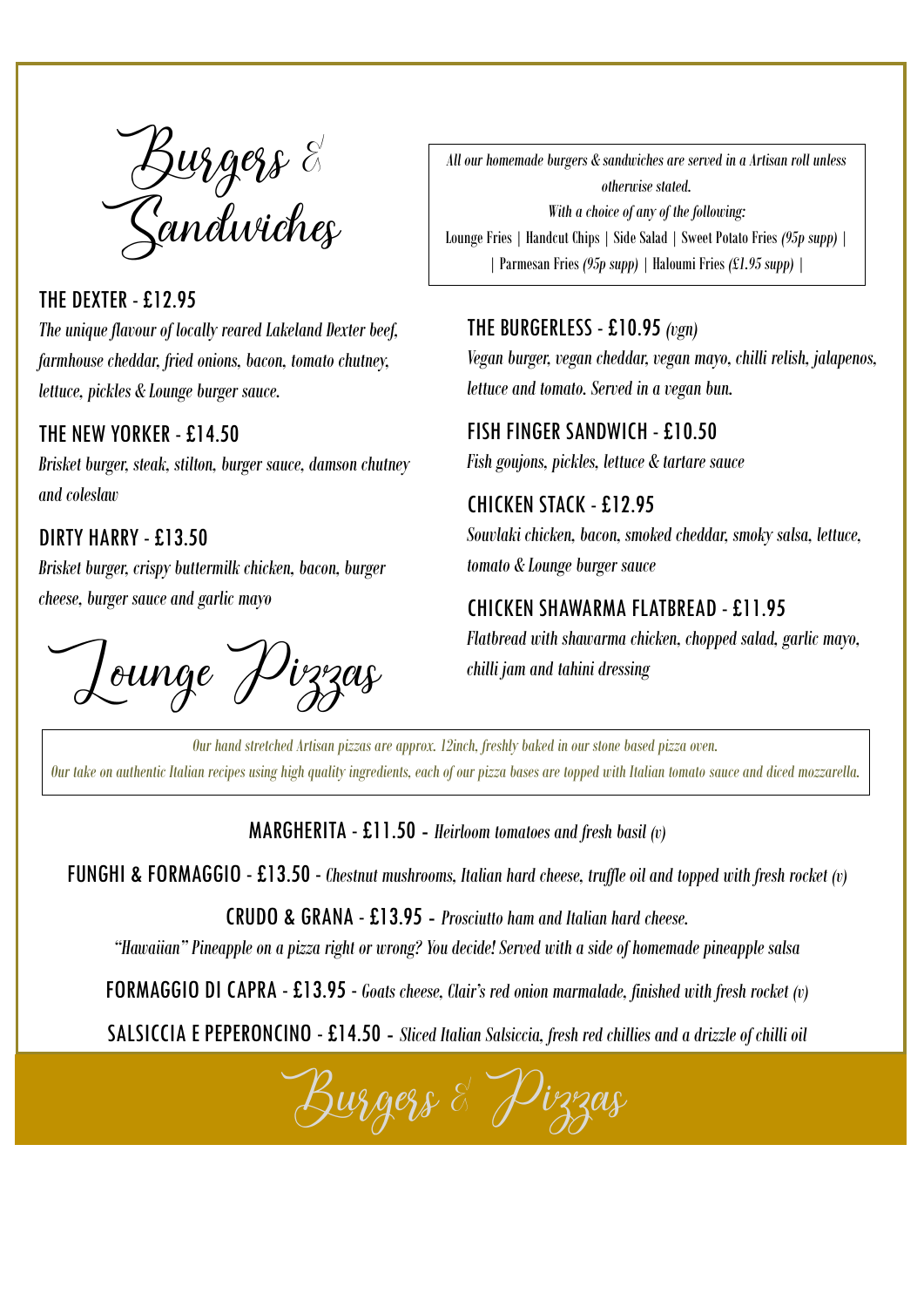# Burgers & Sandwiches

*All our homemade burgers & sandwiches are served in a Artisan roll unless otherwise stated.*
*With a choice of any of the following:*
Lounge Fries | Handcut Chips | Side Salad | Sweet Potato Fries *(95p supp)* | | Parmesan Fries *(95p supp)* | Haloumi Fries *(£1.95 supp)* |

### THE DEXTER - £12.95
*The unique flavour of locally reared Lakeland Dexter beef, farmhouse cheddar, fried onions, bacon, tomato chutney, lettuce, pickles & Lounge burger sauce.*

### THE NEW YORKER - £14.50
*Brisket burger, steak, stilton, burger sauce, damson chutney and coleslaw*

### DIRTY HARRY - £13.50
*Brisket burger, crispy buttermilk chicken, bacon, burger cheese, burger sauce and garlic mayo*

### THE BURGERLESS - £10.95 *(vgn)*
*Vegan burger, vegan cheddar, vegan mayo, chilli relish, jalapenos, lettuce and tomato. Served in a vegan bun.*

### FISH FINGER SANDWICH - £10.50
*Fish goujons, pickles, lettuce & tartare sauce*

### CHICKEN STACK - £12.95
*Souvlaki chicken, bacon, smoked cheddar, smoky salsa, lettuce, tomato & Lounge burger sauce*

### CHICKEN SHAWARMA FLATBREAD - £11.95
*Flatbread with shawarma chicken, chopped salad, garlic mayo, chilli jam and tahini dressing*

# Lounge Pizzas

*Our hand stretched Artisan pizzas are approx. 12inch, freshly baked in our stone based pizza oven.*
*Our take on authentic Italian recipes using high quality ingredients, each of our pizza bases are topped with Italian tomato sauce and diced mozzarella.*

MARGHERITA - £11.50 - *Heirloom tomatoes and fresh basil (v)*

FUNGHI & FORMAGGIO - £13.50 - *Chestnut mushrooms, Italian hard cheese, truffle oil and topped with fresh rocket (v)*

CRUDO & GRANA - £13.95 - *Prosciutto ham and Italian hard cheese.*

*"Hawaiian" Pineapple on a pizza right or wrong? You decide! Served with a side of homemade pineapple salsa*

FORMAGGIO DI CAPRA - £13.95 - *Goats cheese, Clair's red onion marmalade, finished with fresh rocket (v)*

SALSICCIA E PEPERONCINO - £14.50 - *Sliced Italian Salsiccia, fresh red chillies and a drizzle of chilli oil*

Burgers & Pizzas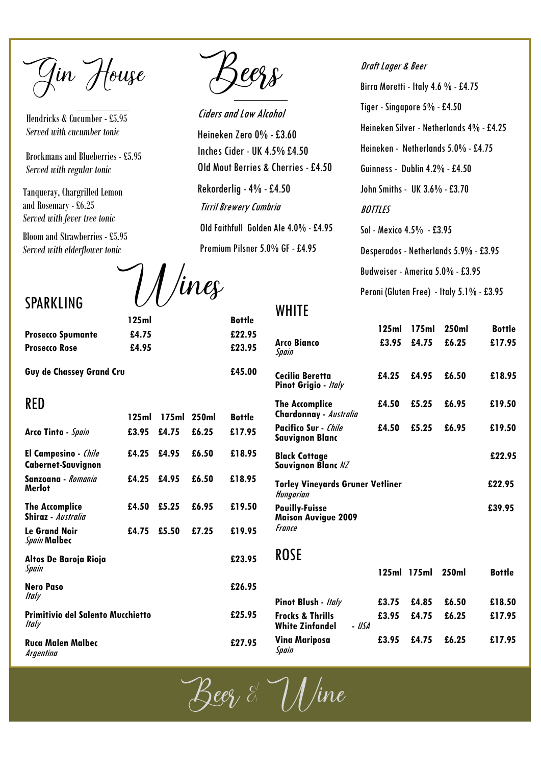# Gin House

Hendricks & Cucumber - £5.95
*Served with cucumber tonic*

Brockmans and Blueberries - £5.95
*Served with regular tonic*

Tanqueray, Chargrilled Lemon and Rosemary - £6.25
*Served with fever tree tonic*

Bloom and Strawberries - £5.95
*Served with elderflower tonic*

# Beers

*Ciders and Low Alcohol*

Heineken Zero 0% - £3.60

Inches Cider - UK 4.5% £4.50

Old Mout Berries & Cherries - £4.50

Rekorderlig - 4% - £4.50

*Tirril Brewery Cumbria*

Old Faithfull Golden Ale 4.0% - £4.95

Premium Pilsner 5.0% GF - £4.95

*Draft Lager & Beer*

Birra Moretti - Italy 4.6 % - £4.75

Tiger - Singapore 5% - £4.50

Heineken Silver - Netherlands 4% - £4.25

Heineken - Netherlands 5.0% - £4.75

Guinness - Dublin 4.2% - £4.50

John Smiths - UK 3.6% - £3.70

*BOTTLES*

Sol - Mexico 4.5% - £3.95

Desperados - Netherlands 5.9% - £3.95

Budweiser - America 5.0% - £3.95

Peroni (Gluten Free) - Italy 5.1% - £3.95

# Wines

## SPARKLING

| | 125ml | Bottle |
|---|---|---|
| **Prosecco Spumante** | £4.75 | £22.95 |
| **Prosecco Rose** | £4.95 | £23.95 |
| **Guy de Chassey Grand Cru** | | £45.00 |

## RED

| | 125ml | 175ml | 250ml | Bottle |
|---|---|---|---|---|
| **Arco Tinto** - *Spain* | £3.95 | £4.75 | £6.25 | £17.95 |
| **El Campesino** - *Chile* **Cabernet-Sauvignon** | £4.25 | £4.95 | £6.50 | £18.95 |
| **Sanzoana** - *Romania* **Merlot** | £4.25 | £4.95 | £6.50 | £18.95 |
| **The Accomplice Shiraz** - *Australia* | £4.50 | £5.25 | £6.95 | £19.50 |
| **Le Grand Noir** *Spain* **Malbec** | £4.75 | £5.50 | £7.25 | £19.95 |
| **Altos De Baroja Rioja** *Spain* | | | | £23.95 |
| **Nero Paso** *Italy* | | | | £26.95 |
| **Primitivio del Salento Mucchietto** *Italy* | | | | £25.95 |
| **Ruca Malen Malbec** *Argentina* | | | | £27.95 |

## WHITE

| | 125ml | 175ml | 250ml | Bottle |
|---|---|---|---|---|
| **Arco Bianco** *Spain* | £3.95 | £4.75 | £6.25 | £17.95 |
| **Cecilia Beretta Pinot Grigio** - *Italy* | £4.25 | £4.95 | £6.50 | £18.95 |
| **The Accomplice Chardonnay** - *Australia* | £4.50 | £5.25 | £6.95 | £19.50 |
| **Pacifico Sur** - *Chile* **Sauvignon Blanc** | £4.50 | £5.25 | £6.95 | £19.50 |
| **Black Cottage Sauvignon Blanc** *NZ* | | | | £22.95 |
| **Torley Vineyards Gruner Vetliner** *Hungarian* | | | | £22.95 |
| **Pouilly-Fuisse Maison Auvigue 2009** *France* | | | | £39.95 |

## ROSE

| | 125ml | 175ml | 250ml | Bottle |
|---|---|---|---|---|
| **Pinot Blush** - *Italy* | £3.75 | £4.85 | £6.50 | £18.50 |
| **Frocks & Thrills White Zinfandel** - *USA* | £3.95 | £4.75 | £6.25 | £17.95 |
| **Vina Mariposa** *Spain* | £3.95 | £4.75 | £6.25 | £17.95 |

Beer & Wine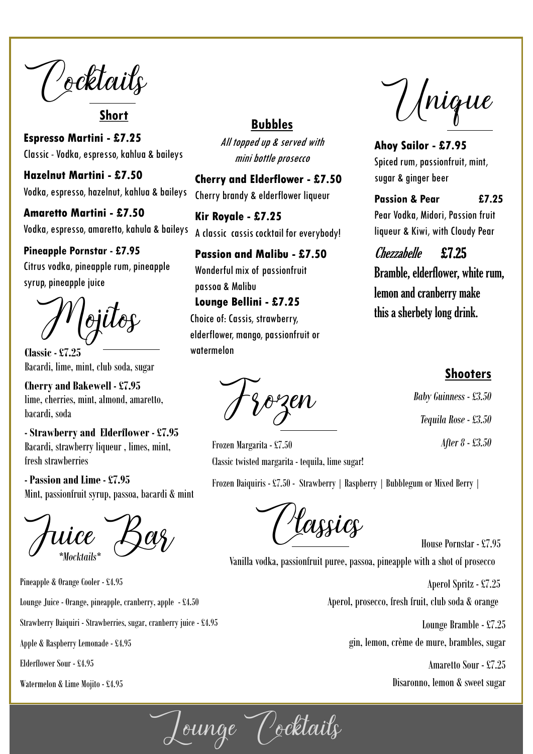# Cocktails

## Short

**Espresso Martini - £7.25**
Classic - Vodka, espresso, kahlua & baileys

**Hazelnut Martini - £7.50**
Vodka, espresso, hazelnut, kahlua & baileys

**Amaretto Martini - £7.50**
Vodka, espresso, amaretto, kahula & baileys

**Pineapple Pornstar - £7.95**
Citrus vodka, pineapple rum, pineapple syrup, pineapple juice

## Mojitos

**Classic - £7.25**
Bacardi, lime, mint, club soda, sugar

**Cherry and Bakewell - £7.95**
lime, cherries, mint, almond, amaretto, bacardi, soda

**- Strawberry and Elderflower - £7.95**
Bacardi, strawberry liqueur , limes, mint, fresh strawberries

**- Passion and Lime - £7.95**
Mint, passionfruit syrup, passoa, bacardi & mint

## Juice Bar

*\*Mocktails\**

Pineapple & Orange Cooler - £4.95

Lounge Juice - Orange, pineapple, cranberry, apple - £4.50

Strawberry Daiquiri - Strawberries, sugar, cranberry juice - £4.95

Apple & Raspberry Lemonade - £4.95

Elderflower Sour - £4.95

Watermelon & Lime Mojito - £4.95

## Bubbles

*All topped up & served with mini bottle prosecco*

**Cherry and Elderflower - £7.50**
Cherry brandy & elderflower liqueur

**Kir Royale - £7.25**
A classic cassis cocktail for everybody!

**Passion and Malibu - £7.50**
Wonderful mix of passionfruit passoa & Malibu

**Lounge Bellini - £7.25**
Choice of: Cassis, strawberry, elderflower, mango, passionfruit or watermelon

## Frozen

Frozen Margarita - £7.50
Classic twisted margarita - tequila, lime sugar!

Frozen Daiquiris - £7.50 - Strawberry | Raspberry | Bubblegum or Mixed Berry |

## Unique

**Ahoy Sailor - £7.95**
Spiced rum, passionfruit, mint, sugar & ginger beer

**Passion & Pear £7.25**
Pear Vodka, Midori, Passion fruit liqueur & Kiwi, with Cloudy Pear

***Chezzabelle* £7.25**
**Bramble, elderflower, white rum, lemon and cranberry make this a sherbety long drink.**

## Shooters

*Baby Guinness - £3.50*

*Tequila Rose - £3.50*

*After 8 - £3.50*

## Classics

House Pornstar - £7.95
Vanilla vodka, passionfruit puree, passoa, pineapple with a shot of prosecco

Aperol Spritz - £7.25
Aperol, prosecco, fresh fruit, club soda & orange

Lounge Bramble - £7.25
gin, lemon, crème de mure, brambles, sugar

Amaretto Sour - £7.25
Disaronno, lemon & sweet sugar

Lounge Cocktails